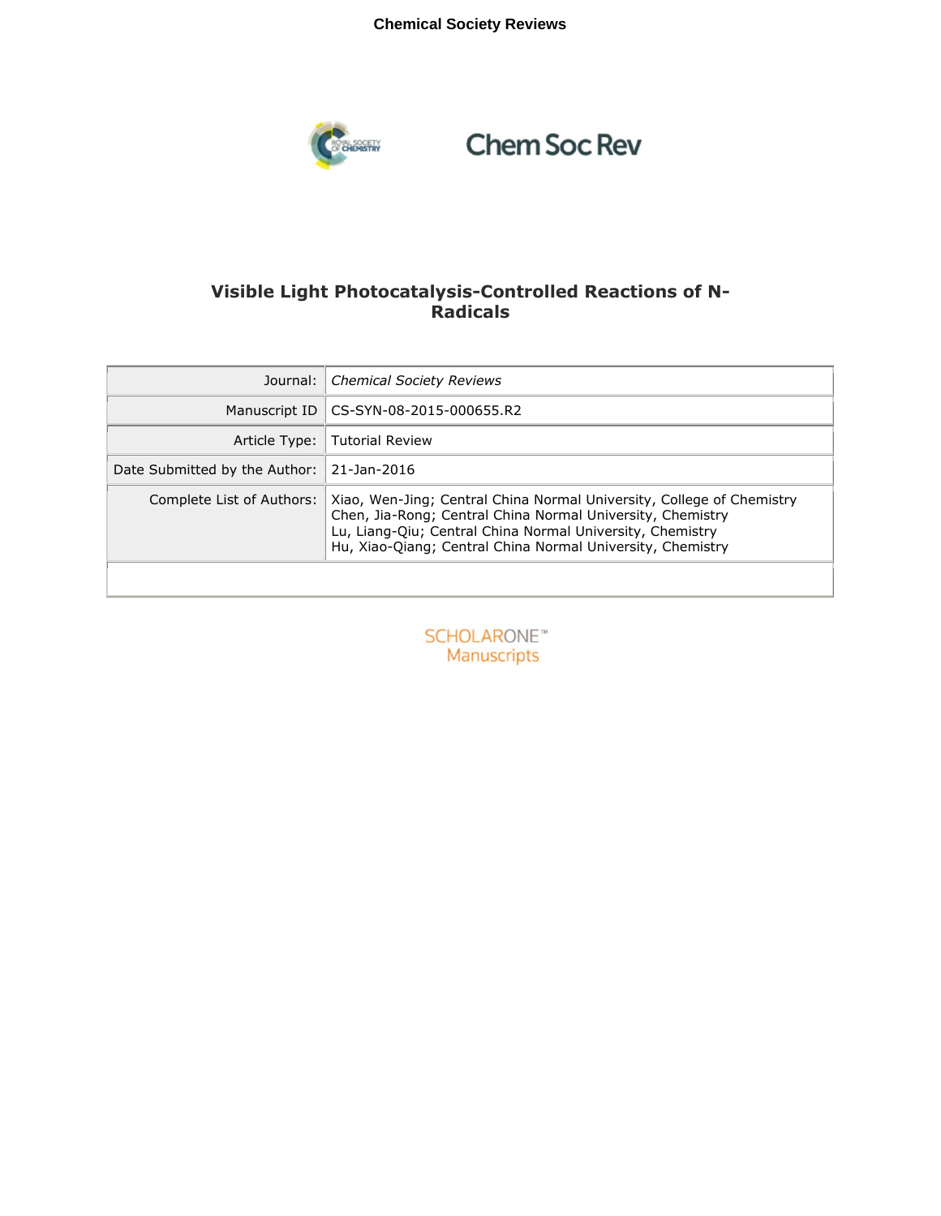Chem Soc Rev

# Visible Light Photocatalysis-Controlled Reactions of N-Radicals

| | |
|---|---|
| Journal: | *Chemical Society Reviews* |
| Manuscript ID | CS-SYN-08-2015-000655.R2 |
| Article Type: | Tutorial Review |
| Date Submitted by the Author: | 21-Jan-2016 |
| Complete List of Authors: | Xiao, Wen-Jing; Central China Normal University, College of Chemistry<br>Chen, Jia-Rong; Central China Normal University, Chemistry<br>Lu, Liang-Qiu; Central China Normal University, Chemistry<br>Hu, Xiao-Qiang; Central China Normal University, Chemistry |

SCHOLARONE™
Manuscripts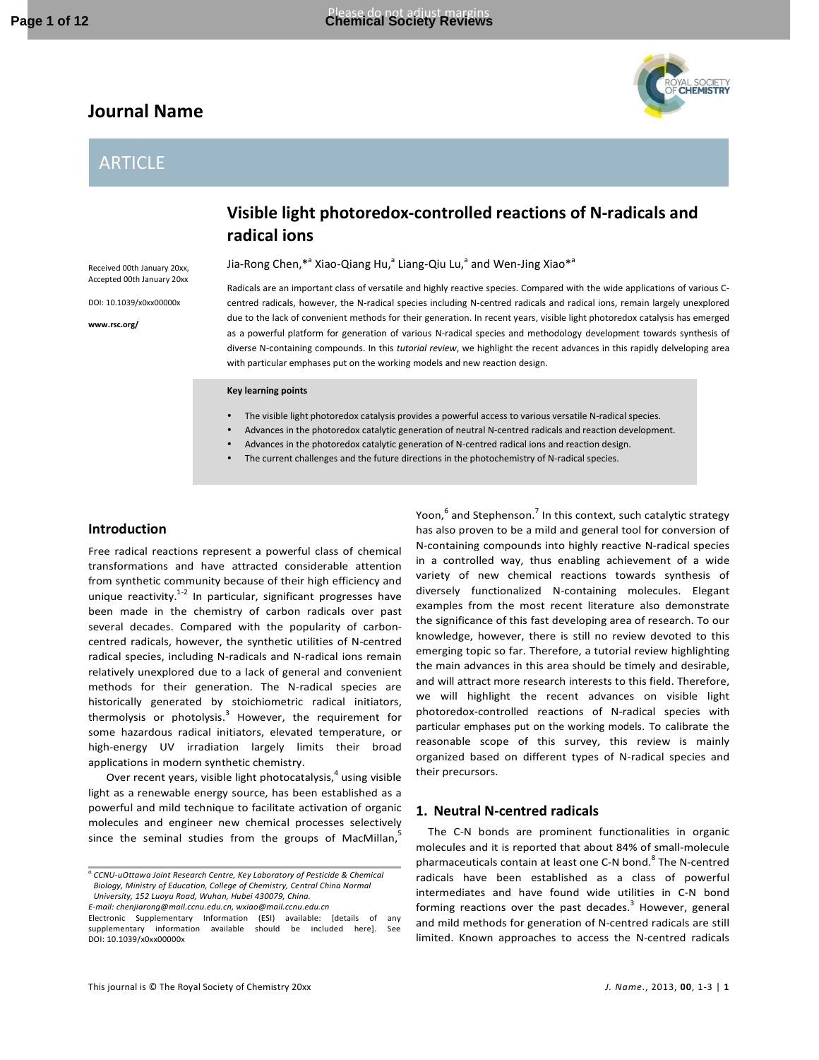# Journal Name

## ARTICLE

# Visible light photoredox-controlled reactions of N-radicals and radical ions

Jia-Rong Chen,*[a] Xiao-Qiang Hu,[a] Liang-Qiu Lu,[a] and Wen-Jing Xiao*[a]

Received 00th January 20xx,
Accepted 00th January 20xx

DOI: 10.1039/x0xx00000x

www.rsc.org/

Radicals are an important class of versatile and highly reactive species. Compared with the wide applications of various C-centred radicals, however, the N-radical species including N-centred radicals and radical ions, remain largely unexplored due to the lack of convenient methods for their generation. In recent years, visible light photoredox catalysis has emerged as a powerful platform for generation of various N-radical species and methodology development towards synthesis of diverse N-containing compounds. In this *tutorial review*, we highlight the recent advances in this rapidly delveloping area with particular emphases put on the working models and new reaction design.

**Key learning points**

- The visible light photoredox catalysis provides a powerful access to various versatile N-radical species.
- Advances in the photoredox catalytic generation of neutral N-centred radicals and reaction development.
- Advances in the photoredox catalytic generation of N-centred radical ions and reaction design.
- The current challenges and the future directions in the photochemistry of N-radical species.

## Introduction

Free radical reactions represent a powerful class of chemical transformations and have attracted considerable attention from synthetic community because of their high efficiency and unique reactivity.[1-2] In particular, significant progresses have been made in the chemistry of carbon radicals over past several decades. Compared with the popularity of carbon-centred radicals, however, the synthetic utilities of N-centred radical species, including N-radicals and N-radical ions remain relatively unexplored due to a lack of general and convenient methods for their generation. The N-radical species are historically generated by stoichiometric radical initiators, thermolysis or photolysis.[3] However, the requirement for some hazardous radical initiators, elevated temperature, or high-energy UV irradiation largely limits their broad applications in modern synthetic chemistry.

Over recent years, visible light photocatalysis,[4] using visible light as a renewable energy source, has been established as a powerful and mild technique to facilitate activation of organic molecules and engineer new chemical processes selectively since the seminal studies from the groups of MacMillan,[5] Yoon,[6] and Stephenson.[7] In this context, such catalytic strategy has also proven to be a mild and general tool for conversion of N-containing compounds into highly reactive N-radical species in a controlled way, thus enabling achievement of a wide variety of new chemical reactions towards synthesis of diversely functionalized N-containing molecules. Elegant examples from the most recent literature also demonstrate the significance of this fast developing area of research. To our knowledge, however, there is still no review devoted to this emerging topic so far. Therefore, a tutorial review highlighting the main advances in this area should be timely and desirable, and will attract more research interests to this field. Therefore, we will highlight the recent advances on visible light photoredox-controlled reactions of N-radical species with particular emphases put on the working models. To calibrate the reasonable scope of this survey, this review is mainly organized based on different types of N-radical species and their precursors.

## 1. Neutral N-centred radicals

The C-N bonds are prominent functionalities in organic molecules and it is reported that about 84% of small-molecule pharmaceuticals contain at least one C-N bond.[8] The N-centred radicals have been established as a class of powerful intermediates and have found wide utilities in C-N bond forming reactions over the past decades.[3] However, general and mild methods for generation of N-centred radicals are still limited. Known approaches to access the N-centred radicals

---

[a] *CCNU-uOttawa Joint Research Centre, Key Laboratory of Pesticide & Chemical Biology, Ministry of Education, College of Chemistry, Central China Normal University, 152 Luoyu Road, Wuhan, Hubei 430079, China.*
*E-mail: chenjiarong@mail.ccnu.edu.cn, wxiao@mail.ccnu.edu.cn*
Electronic Supplementary Information (ESI) available: [details of any supplementary information available should be included here]. See DOI: 10.1039/x0xx00000x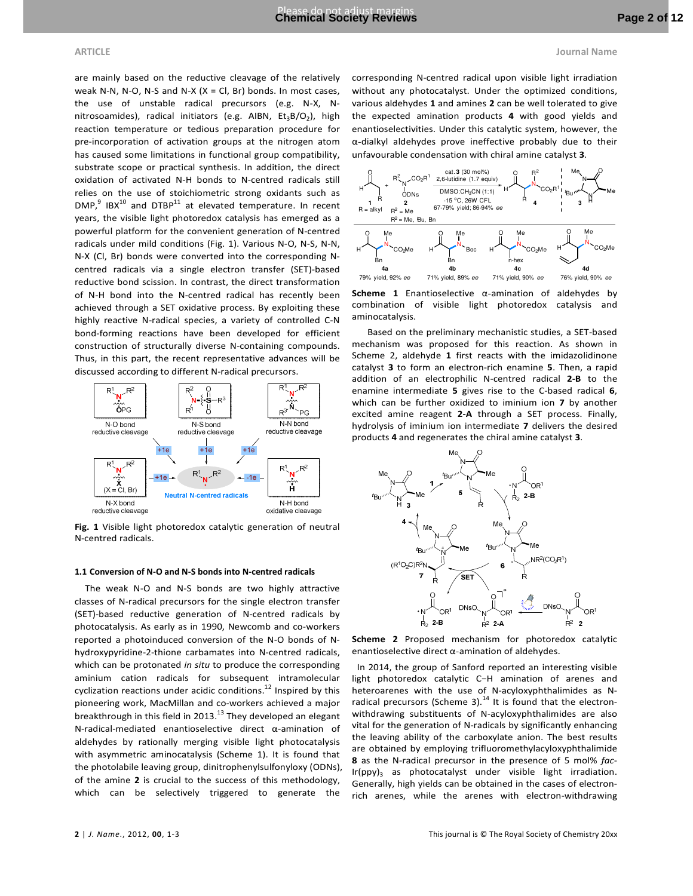are mainly based on the reductive cleavage of the relatively weak N-N, N-O, N-S and N-X (X = Cl, Br) bonds. In most cases, the use of unstable radical precursors (e.g. N-X, N-nitrosoamides), radical initiators (e.g. AIBN, $Et_3B/O_2$), high reaction temperature or tedious preparation procedure for pre-incorporation of activation groups at the nitrogen atom has caused some limitations in functional group compatibility, substrate scope or practical synthesis. In addition, the direct oxidation of activated N-H bonds to N-centred radicals still relies on the use of stoichiometric strong oxidants such as DMP,[9] IBX[10] and DTBP[11] at elevated temperature. In recent years, the visible light photoredox catalysis has emerged as a powerful platform for the convenient generation of N-centred radicals under mild conditions (Fig. 1). Various N-O, N-S, N-N, N-X (Cl, Br) bonds were converted into the corresponding N-centred radicals via a single electron transfer (SET)-based reductive bond scission. In contrast, the direct transformation of N-H bond into the N-centred radical has recently been achieved through a SET oxidative process. By exploiting these highly reactive N-radical species, a variety of controlled C-N bond-forming reactions have been developed for efficient construction of structurally diverse N-containing compounds. Thus, in this part, the recent representative advances will be discussed according to different N-radical precursors.

**Fig. 1** Visible light photoredox catalytic generation of neutral N-centred radicals.

### 1.1 Conversion of N-O and N-S bonds into N-centred radicals

The weak N-O and N-S bonds are two highly attractive classes of N-radical precursors for the single electron transfer (SET)-based reductive generation of N-centred radicals by photocatalysis. As early as in 1990, Newcomb and co-workers reported a photoinduced conversion of the N-O bonds of N-hydroxypyridine-2-thione carbamates into N-centred radicals, which can be protonated *in situ* to produce the corresponding aminium cation radicals for subsequent intramolecular cyclization reactions under acidic conditions.[12] Inspired by this pioneering work, MacMillan and co-workers achieved a major breakthrough in this field in 2013.[13] They developed an elegant N-radical-mediated enantioselective direct α-amination of aldehydes by rationally merging visible light photocatalysis with asymmetric aminocatalysis (Scheme 1). It is found that the photolabile leaving group, dinitrophenylsulfonyloxy (ODNs), of the amine **2** is crucial to the success of this methodology, which can be selectively triggered to generate the corresponding N-centred radical upon visible light irradiation without any photocatalyst. Under the optimized conditions, various aldehydes **1** and amines **2** can be well tolerated to give the expected amination products **4** with good yields and enantioselectivities. Under this catalytic system, however, the α-dialkyl aldehydes prove ineffective probably due to their unfavourable condensation with chiral amine catalyst **3**.

**Scheme 1** Enantioselective α-amination of aldehydes by combination of visible light photoredox catalysis and aminocatalysis.

Based on the preliminary mechanistic studies, a SET-based mechanism was proposed for this reaction. As shown in Scheme 2, aldehyde **1** first reacts with the imidazolidinone catalyst **3** to form an electron-rich enamine **5**. Then, a rapid addition of an electrophilic N-centred radical **2-B** to the enamine intermediate **5** gives rise to the C-based radical **6**, which can be further oxidized to iminium ion **7** by another excited amine reagent **2-A** through a SET process. Finally, hydrolysis of iminium ion intermediate **7** delivers the desired products **4** and regenerates the chiral amine catalyst **3**.

**Scheme 2** Proposed mechanism for photoredox catalytic enantioselective direct α-amination of aldehydes.

In 2014, the group of Sanford reported an interesting visible light photoredox catalytic C–H amination of arenes and heteroarenes with the use of N-acyloxyphthalimides as N-radical precursors (Scheme 3).[14] It is found that the electron-withdrawing substituents of N-acyloxyphthalimides are also vital for the generation of N-radicals by significantly enhancing the leaving ability of the carboxylate anion. The best results are obtained by employing trifluoromethylacyloxyphthalimide **8** as the N-radical precursor in the presence of 5 mol% *fac*-$Ir(ppy)_3$ as photocatalyst under visible light irradiation. Generally, high yields can be obtained in the cases of electron-rich arenes, while the arenes with electron-withdrawing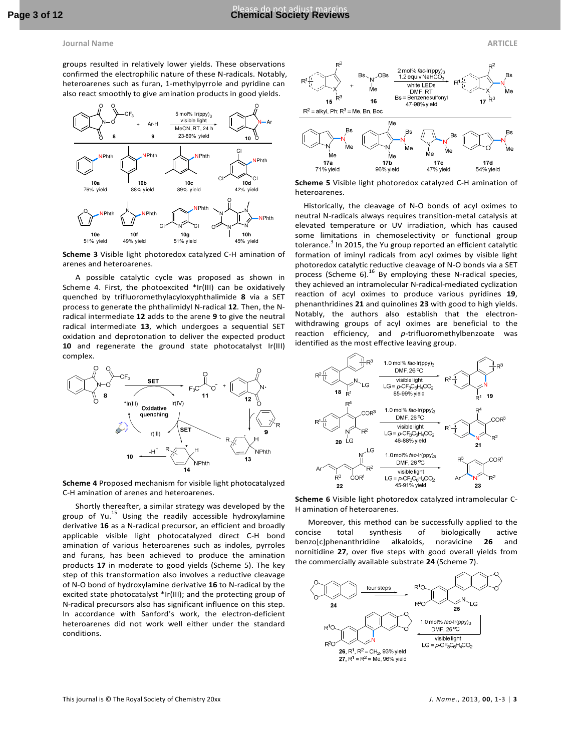groups resulted in relatively lower yields. These observations confirmed the electrophilic nature of these N-radicals. Notably, heteroarenes such as furan, 1-methylpyrrole and pyridine can also react smoothly to give amination products in good yields.

Scheme 3 Visible light photoredox catalyzed C-H amination of arenes and heteroarenes.

A possible catalytic cycle was proposed as shown in Scheme 4. First, the photoexcited *Ir(III) can be oxidatively quenched by trifluoromethylacyloxyphthalimide **8** via a SET process to generate the phthalimidyl N-radical **12**. Then, the N-radical intermediate **12** adds to the arene **9** to give the neutral radical intermediate **13**, which undergoes a sequential SET oxidation and deprotonation to deliver the expected product **10** and regenerate the ground state photocatalyst Ir(III) complex.

Scheme 4 Proposed mechanism for visible light photocatalyzed C-H amination of arenes and heteroarenes.

Shortly thereafter, a similar strategy was developed by the group of Yu.[15] Using the readily accessible hydroxylamine derivative **16** as a N-radical precursor, an efficient and broadly applicable visible light photocatalyzed direct C-H bond amination of various heteroarenes such as indoles, pyrroles and furans, has been achieved to produce the amination products **17** in moderate to good yields (Scheme 5). The key step of this transformation also involves a reductive cleavage of N-O bond of hydroxylamine derivative **16** to N-radical by the excited state photocatalyst *Ir(III); and the protecting group of N-radical precursors also has significant influence on this step. In accordance with Sanford's work, the electron-deficient heteroarenes did not work well either under the standard conditions.

Scheme 5 Visible light photoredox catalyzed C-H amination of heteroarenes.

Historically, the cleavage of N-O bonds of acyl oximes to neutral N-radicals always requires transition-metal catalysis at elevated temperature or UV irradiation, which has caused some limitations in chemoselectivity or functional group tolerance.[3] In 2015, the Yu group reported an efficient catalytic formation of iminyl radicals from acyl oximes by visible light photoredox catalytic reductive cleavage of N-O bonds via a SET process (Scheme 6).[16] By employing these N-radical species, they achieved an intramolecular N-radical-mediated cyclization reaction of acyl oximes to produce various pyridines **19**, phenanthridines **21** and quinolines **23** with good to high yields. Notably, the authors also establish that the electron-withdrawing groups of acyl oximes are beneficial to the reaction efficiency, and *p*-trifluoromethylbenzoate was identified as the most effective leaving group.

Scheme 6 Visible light photoredox catalyzed intramolecular C-H amination of heteroarenes.

Moreover, this method can be successfully applied to the concise total synthesis of biologically active benzo[c]phenanthridine alkaloids, noravicine **26** and nornitidine **27**, over five steps with good overall yields from the commercially available substrate **24** (Scheme 7).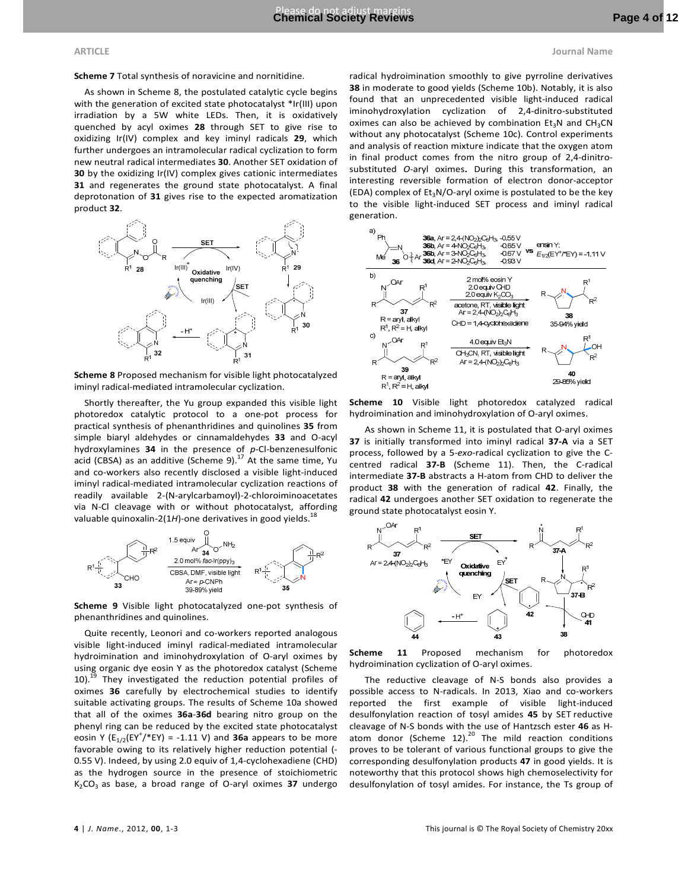**Scheme 7** Total synthesis of noravicine and nornitidine.

As shown in Scheme 8, the postulated catalytic cycle begins with the generation of excited state photocatalyst *Ir(III) upon irradiation by a 5W white LEDs. Then, it is oxidatively quenched by acyl oximes **28** through SET to give rise to oxidizing Ir(IV) complex and key iminyl radicals **29**, which further undergoes an intramolecular radical cyclization to form new neutral radical intermediates **30**. Another SET oxidation of **30** by the oxidizing Ir(IV) complex gives cationic intermediates **31** and regenerates the ground state photocatalyst. A final deprotonation of **31** gives rise to the expected aromatization product **32**.

**Scheme 8** Proposed mechanism for visible light photocatalyzed iminyl radical-mediated intramolecular cyclization.

Shortly thereafter, the Yu group expanded this visible light photoredox catalytic protocol to a one-pot process for practical synthesis of phenanthridines and quinolines **35** from simple biaryl aldehydes or cinnamaldehydes **33** and O-acyl hydroxylamines **34** in the presence of *p*-Cl-benzenesulfonic acid (CBSA) as an additive (Scheme 9).[17] At the same time, Yu and co-workers also recently disclosed a visible light-induced iminyl radical-mediated intramolecular cyclization reactions of readily available 2-(N-arylcarbamoyl)-2-chloroiminoacetates via N-Cl cleavage with or without photocatalyst, affording valuable quinoxalin-2(1*H*)-one derivatives in good yields.[18]

**Scheme 9** Visible light photocatalyzed one-pot synthesis of phenanthridines and quinolines.

Quite recently, Leonori and co-workers reported analogous visible light-induced iminyl radical-mediated intramolecular hydroimination and iminohydroxylation of O-aryl oximes by using organic dye eosin Y as the photoredox catalyst (Scheme 10).[19] They investigated the reduction potential profiles of oximes **36** carefully by electrochemical studies to identify suitable activating groups. The results of Scheme 10a showed that all of the oximes **36a**-**36d** bearing nitro group on the phenyl ring can be reduced by the excited state photocatalyst eosin Y ($E_{1/2}(EY^+/^*EY)$ = -1.11 V) and **36a** appears to be more favorable owing to its relatively higher reduction potential (-0.55 V). Indeed, by using 2.0 equiv of 1,4-cyclohexadiene (CHD) as the hydrogen source in the presence of stoichiometric $K_2CO_3$ as base, a broad range of O-aryl oximes **37** undergo radical hydroimination smoothly to give pyrroline derivatives **38** in moderate to good yields (Scheme 10b). Notably, it is also found that an unprecedented visible light-induced radical iminohydroxylation cyclization of 2,4-dinitro-substituted oximes can also be achieved by combination $Et_3N$ and $CH_3CN$ without any photocatalyst (Scheme 10c). Control experiments and analysis of reaction mixture indicate that the oxygen atom in final product comes from the nitro group of 2,4-dinitro-substituted *O*-aryl oximes**.** During this transformation, an interesting reversible formation of electron donor-acceptor (EDA) complex of $Et_3N$/O-aryl oxime is postulated to be the key to the visible light-induced SET process and iminyl radical generation.

**Scheme 10** Visible light photoredox catalyzed radical hydroimination and iminohydroxylation of O-aryl oximes.

As shown in Scheme 11, it is postulated that O-aryl oximes **37** is initially transformed into iminyl radical **37-A** via a SET process, followed by a 5-*exo*-radical cyclization to give the C-centred radical **37-B** (Scheme 11). Then, the C-radical intermediate **37-B** abstracts a H-atom from CHD to deliver the product **38** with the generation of radical **42**. Finally, the radical **42** undergoes another SET oxidation to regenerate the ground state photocatalyst eosin Y.

**Scheme 11** Proposed mechanism for photoredox hydroimination cyclization of O-aryl oximes.

The reductive cleavage of N-S bonds also provides a possible access to N-radicals. In 2013, Xiao and co-workers reported the first example of visible light-induced desulfonylation reaction of tosyl amides **45** by SET reductive cleavage of N-S bonds with the use of Hantzsch ester **46** as H-atom donor (Scheme 12).[20] The mild reaction conditions proves to be tolerant of various functional groups to give the corresponding desulfonylation products **47** in good yields. It is noteworthy that this protocol shows high chemoselectivity for desulfonylation of tosyl amides. For instance, the Ts group of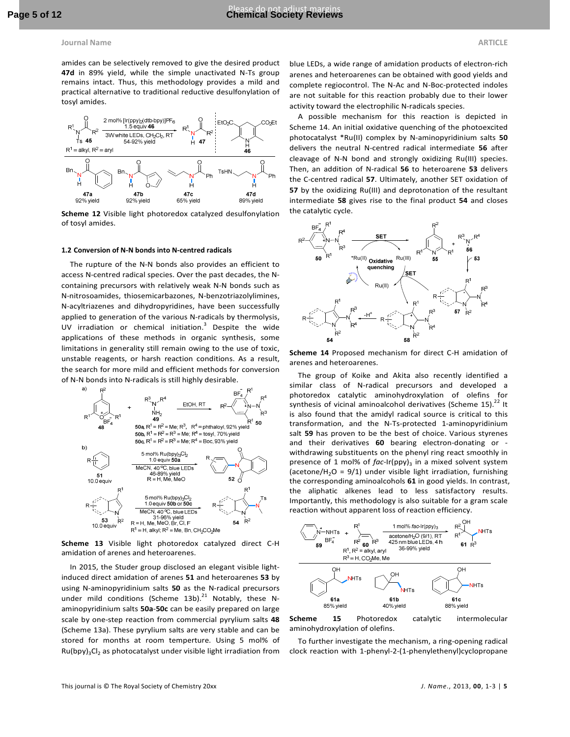amides can be selectively removed to give the desired product **47d** in 89% yield, while the simple unactivated N-Ts group remains intact. Thus, this methodology provides a mild and practical alternative to traditional reductive desulfonylation of tosyl amides.

**Scheme 12** Visible light photoredox catalyzed desulfonylation of tosyl amides.

#### 1.2 Conversion of N-N bonds into N-centred radicals

The rupture of the N-N bonds also provides an efficient to access N-centred radical species. Over the past decades, the N-containing precursors with relatively weak N-N bonds such as N-nitrosoamides, thiosemicarbazones, N-benzotriazolylimines, N-acyltriazenes and dihydropyridines, have been successfully applied to generation of the various N-radicals by thermolysis, UV irradiation or chemical initiation.[3] Despite the wide applications of these methods in organic synthesis, some limitations in generality still remain owing to the use of toxic, unstable reagents, or harsh reaction conditions. As a result, the search for more mild and efficient methods for conversion of N-N bonds into N-radicals is still highly desirable.

**Scheme 13** Visible light photoredox catalyzed direct C-H amidation of arenes and heteroarenes.

In 2015, the Studer group disclosed an elegant visible light-induced direct amidation of arenes **51** and heteroarenes **53** by using N-aminopyridinium salts **50** as the N-radical precursors under mild conditions (Scheme 13b).[21] Notably, these N-aminopyridinium salts **50a**-**50c** can be easily prepared on large scale by one-step reaction from commercial pyrylium salts **48** (Scheme 13a). These pyrylium salts are very stable and can be stored for months at room temperture. Using 5 mol% of $Ru(bpy)_3Cl_2$ as photocatalyst under visible light irradiation from blue LEDs, a wide range of amidation products of electron-rich arenes and heteroarenes can be obtained with good yields and complete regiocontrol. The N-Ac and N-Boc-protected indoles are not suitable for this reaction probably due to their lower activity toward the electrophilic N-radicals species.

A possible mechanism for this reaction is depicted in Scheme 14. An initial oxidative quenching of the photoexcited photocatalyst *Ru(II) complex by N-aminopyridinium salts **50** delivers the neutral N-centred radical intermediate **56** after cleavage of N-N bond and strongly oxidizing Ru(III) species. Then, an addition of N-radical **56** to heteroarene **53** delivers the C-centred radical **57**. Ultimately, another SET oxidation of **57** by the oxidizing Ru(III) and deprotonation of the resultant intermediate **58** gives rise to the final product **54** and closes the catalytic cycle.

**Scheme 14** Proposed mechanism for direct C-H amidation of arenes and heteroarenes.

The group of Koike and Akita also recently identified a similar class of N-radical precursors and developed a photoredox catalytic aminohydroxylation of olefins for synthesis of vicinal aminoalcohol derivatives (Scheme 15).[22] It is also found that the amidyl radical source is critical to this transformation, and the N-Ts-protected 1-aminopyridinium salt **59** has proven to be the best of choice. Various styrenes and their derivatives **60** bearing electron-donating or -withdrawing substituents on the phenyl ring react smoothly in presence of 1 mol% of *fac*-$Ir(ppy)_3$ in a mixed solvent system (acetone/$H_2O$ = 9/1) under visible light irradiation, furnishing the corresponding aminoalcohols **61** in good yields. In contrast, the aliphatic alkenes lead to less satisfactory results. Importantly, this methodology is also suitable for a gram scale reaction without apparent loss of reaction efficiency.

**Scheme 15** Photoredox catalytic intermolecular aminohydroxylation of olefins.

To further investigate the mechanism, a ring-opening radical clock reaction with 1-phenyl-2-(1-phenylethenyl)cyclopropane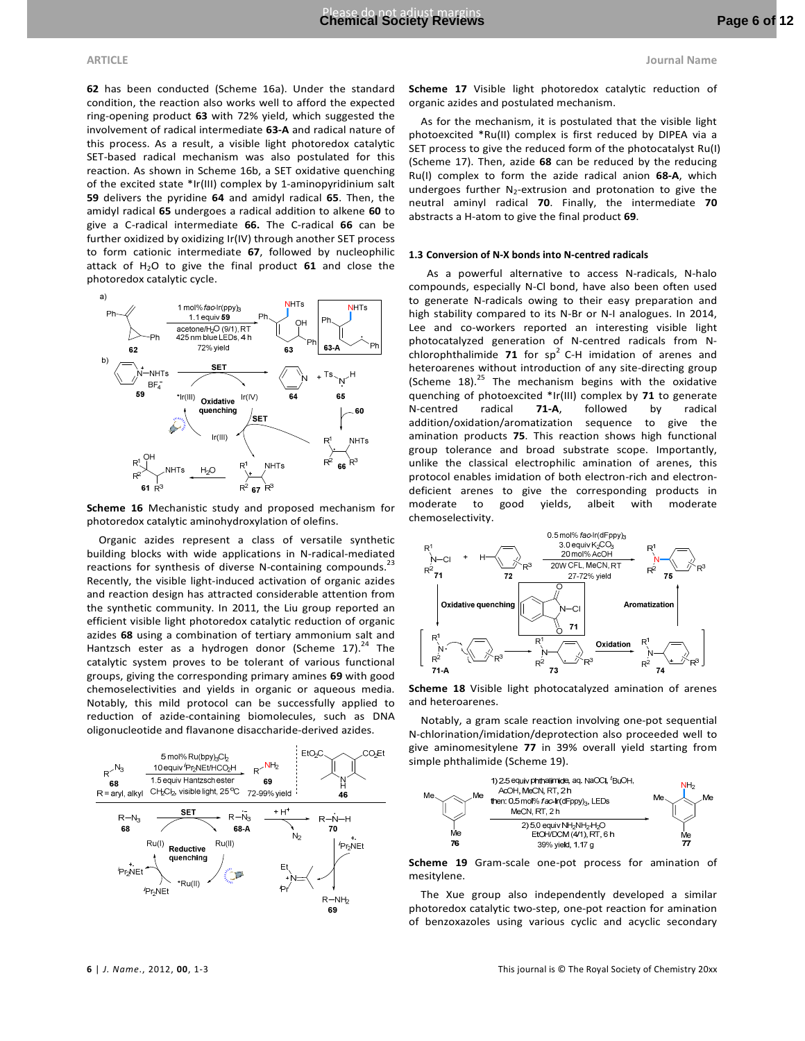**62** has been conducted (Scheme 16a). Under the standard condition, the reaction also works well to afford the expected ring-opening product **63** with 72% yield, which suggested the involvement of radical intermediate **63-A** and radical nature of this process. As a result, a visible light photoredox catalytic SET-based radical mechanism was also postulated for this reaction. As shown in Scheme 16b, a SET oxidative quenching of the excited state *Ir(III) complex by 1-aminopyridinium salt **59** delivers the pyridine **64** and amidyl radical **65**. Then, the amidyl radical **65** undergoes a radical addition to alkene **60** to give a C-radical intermediate **66.** The C-radical **66** can be further oxidized by oxidizing Ir(IV) through another SET process to form cationic intermediate **67**, followed by nucleophilic attack of $H_2O$ to give the final product **61** and close the photoredox catalytic cycle.

**Scheme 16** Mechanistic study and proposed mechanism for photoredox catalytic aminohydroxylation of olefins.

Organic azides represent a class of versatile synthetic building blocks with wide applications in N-radical-mediated reactions for synthesis of diverse N-containing compounds.[23] Recently, the visible light-induced activation of organic azides and reaction design has attracted considerable attention from the synthetic community. In 2011, the Liu group reported an efficient visible light photoredox catalytic reduction of organic azides **68** using a combination of tertiary ammonium salt and Hantzsch ester as a hydrogen donor (Scheme 17).[24] The catalytic system proves to be tolerant of various functional groups, giving the corresponding primary amines **69** with good chemoselectivities and yields in organic or aqueous media. Notably, this mild protocol can be successfully applied to reduction of azide-containing biomolecules, such as DNA oligonucleotide and flavanone disaccharide-derived azides.

**Scheme 17** Visible light photoredox catalytic reduction of organic azides and postulated mechanism.

As for the mechanism, it is postulated that the visible light photoexcited *Ru(II) complex is first reduced by DIPEA via a SET process to give the reduced form of the photocatalyst Ru(I) (Scheme 17). Then, azide **68** can be reduced by the reducing Ru(I) complex to form the azide radical anion **68-A**, which undergoes further $N_2$-extrusion and protonation to give the neutral aminyl radical **70**. Finally, the intermediate **70** abstracts a H-atom to give the final product **69**.

### 1.3 Conversion of N-X bonds into N-centred radicals

As a powerful alternative to access N-radicals, N-halo compounds, especially N-Cl bond, have also been often used to generate N-radicals owing to their easy preparation and high stability compared to its N-Br or N-I analogues. In 2014, Lee and co-workers reported an interesting visible light photocatalyzed generation of N-centred radicals from N-chlorophthalimide **71** for $sp^2$ C-H imidation of arenes and heteroarenes without introduction of any site-directing group (Scheme 18).[25] The mechanism begins with the oxidative quenching of photoexcited *Ir(III) complex by **71** to generate N-centred radical **71-A**, followed by radical addition/oxidation/aromatization sequence to give the amination products **75**. This reaction shows high functional group tolerance and broad substrate scope. Importantly, unlike the classical electrophilic amination of arenes, this protocol enables imidation of both electron-rich and electron-deficient arenes to give the corresponding products in moderate to good yields, albeit with moderate chemoselectivity.

**Scheme 18** Visible light photocatalyzed amination of arenes and heteroarenes.

Notably, a gram scale reaction involving one-pot sequential N-chlorination/imidation/deprotection also proceeded well to give aminomesitylene **77** in 39% overall yield starting from simple phthalimide (Scheme 19).

**Scheme 19** Gram-scale one-pot process for amination of mesitylene.

The Xue group also independently developed a similar photoredox catalytic two-step, one-pot reaction for amination of benzoxazoles using various cyclic and acyclic secondary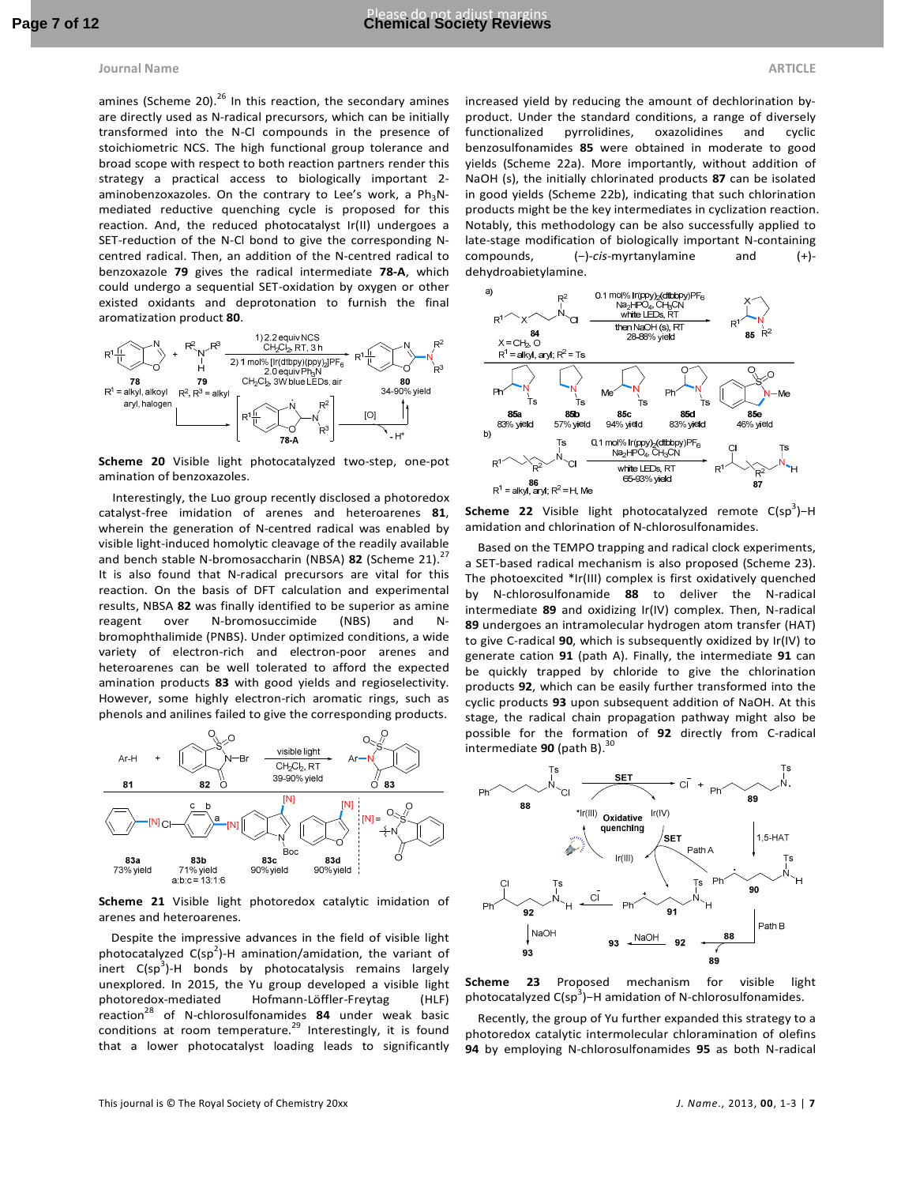amines (Scheme 20).[26] In this reaction, the secondary amines are directly used as N-radical precursors, which can be initially transformed into the N-Cl compounds in the presence of stoichiometric NCS. The high functional group tolerance and broad scope with respect to both reaction partners render this strategy a practical access to biologically important 2-aminobenzoxazoles. On the contrary to Lee's work, a $Ph_3N$-mediated reductive quenching cycle is proposed for this reaction. And, the reduced photocatalyst Ir(II) undergoes a SET-reduction of the N-Cl bond to give the corresponding N-centred radical. Then, an addition of the N-centred radical to benzoxazole **79** gives the radical intermediate **78-A**, which could undergo a sequential SET-oxidation by oxygen or other existed oxidants and deprotonation to furnish the final aromatization product **80**.

**Scheme 20** Visible light photocatalyzed two-step, one-pot amination of benzoxazoles.

Interestingly, the Luo group recently disclosed a photoredox catalyst-free imidation of arenes and heteroarenes **81**, wherein the generation of N-centred radical was enabled by visible light-induced homolytic cleavage of the readily available and bench stable N-bromosaccharin (NBSA) **82** (Scheme 21).[27] It is also found that N-radical precursors are vital for this reaction. On the basis of DFT calculation and experimental results, NBSA **82** was finally identified to be superior as amine reagent over N-bromosuccimide (NBS) and N-bromophthalimide (PNBS). Under optimized conditions, a wide variety of electron-rich and electron-poor arenes and heteroarenes can be well tolerated to afford the expected amination products **83** with good yields and regioselectivity. However, some highly electron-rich aromatic rings, such as phenols and anilines failed to give the corresponding products.

**Scheme 21** Visible light photoredox catalytic imidation of arenes and heteroarenes.

Despite the impressive advances in the field of visible light photocatalyzed $C(sp^2)$-H amination/amidation, the variant of inert $C(sp^3)$-H bonds by photocatalysis remains largely unexplored. In 2015, the Yu group developed a visible light photoredox-mediated Hofmann-Löffler-Freytag (HLF) reaction[28] of N-chlorosulfonamides **84** under weak basic conditions at room temperature.[29] Interestingly, it is found that a lower photocatalyst loading leads to significantly increased yield by reducing the amount of dechlorination by-product. Under the standard conditions, a range of diversely functionalized pyrrolidines, oxazolidines and cyclic benzosulfonamides **85** were obtained in moderate to good yields (Scheme 22a). More importantly, without addition of NaOH (s), the initially chlorinated products **87** can be isolated in good yields (Scheme 22b), indicating that such chlorination products might be the key intermediates in cyclization reaction. Notably, this methodology can be also successfully applied to late-stage modification of biologically important N-containing compounds, (−)-*cis*-myrtanylamine and (+)-dehydroabietylamine.

**Scheme 22** Visible light photocatalyzed remote $C(sp^3)$–H amidation and chlorination of N-chlorosulfonamides.

Based on the TEMPO trapping and radical clock experiments, a SET-based radical mechanism is also proposed (Scheme 23). The photoexcited *Ir(III) complex is first oxidatively quenched by N-chlorosulfonamide **88** to deliver the N-radical intermediate **89** and oxidizing Ir(IV) complex. Then, N-radical **89** undergoes an intramolecular hydrogen atom transfer (HAT) to give C-radical **90**, which is subsequently oxidized by Ir(IV) to generate cation **91** (path A). Finally, the intermediate **91** can be quickly trapped by chloride to give the chlorination products **92**, which can be easily further transformed into the cyclic products **93** upon subsequent addition of NaOH. At this stage, the radical chain propagation pathway might also be possible for the formation of **92** directly from C-radical intermediate **90** (path B).[30]

**Scheme 23** Proposed mechanism for visible light photocatalyzed $C(sp^3)$–H amidation of N-chlorosulfonamides.

Recently, the group of Yu further expanded this strategy to a photoredox catalytic intermolecular chloramination of olefins **94** by employing N-chlorosulfonamides **95** as both N-radical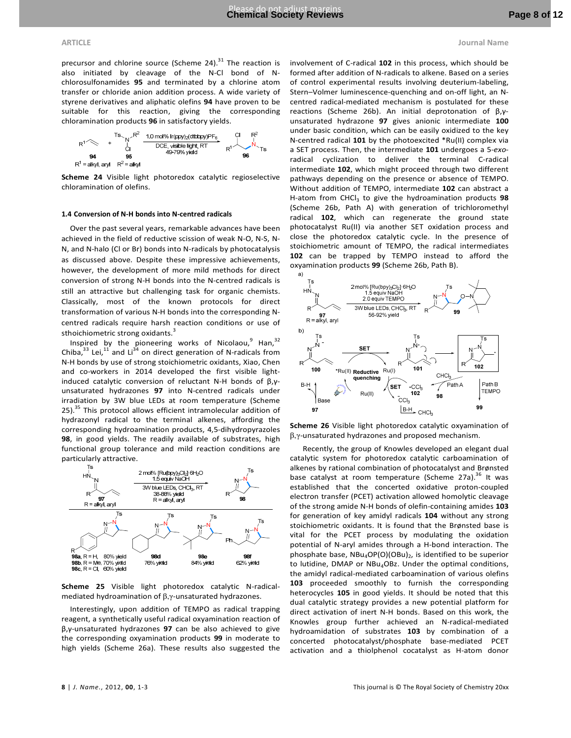precursor and chlorine source (Scheme 24).[31] The reaction is also initiated by cleavage of the N-Cl bond of N-chlorosulfonamides **95** and terminated by a chlorine atom transfer or chloride anion addition process. A wide variety of styrene derivatives and aliphatic olefins **94** have proven to be suitable for this reaction, giving the corresponding chloramination products **96** in satisfactory yields.

**Scheme 24** Visible light photoredox catalytic regioselective chloramination of olefins.

### 1.4 Conversion of N-H bonds into N-centred radicals

Over the past several years, remarkable advances have been achieved in the field of reductive scission of weak N-O, N-S, N-N, and N-halo (Cl or Br) bonds into N-radicals by photocatalysis as discussed above. Despite these impressive achievements, however, the development of more mild methods for direct conversion of strong N-H bonds into the N-centred radicals is still an attractive but challenging task for organic chemists. Classically, most of the known protocols for direct transformation of various N-H bonds into the corresponding N-centred radicals require harsh reaction conditions or use of stoichiometric strong oxidants.[3]

Inspired by the pioneering works of Nicolaou,[9] Han,[32] Chiba,[33] Lei,[11] and Li[34] on direct generation of N-radicals from N-H bonds by use of strong stoichiometric oxidants, Xiao, Chen and co-workers in 2014 developed the first visible light-induced catalytic conversion of reluctant N-H bonds of β,γ-unsaturated hydrazones **97** into N-centred radicals under irradiation by 3W blue LEDs at room temperature (Scheme 25).[35] This protocol allows efficient intramolecular addition of hydrazonyl radical to the terminal alkenes, affording the corresponding hydroamination products, 4,5-dihydropyrazoles **98**, in good yields. The readily available of substrates, high functional group tolerance and mild reaction conditions are particularly attractive.

**Scheme 25** Visible light photoredox catalytic N-radical-mediated hydroamination of β,γ-unsaturated hydrazones.

Interestingly, upon addition of TEMPO as radical trapping reagent, a synthetically useful radical oxyamination reaction of β,γ-unsaturated hydrazones **97** can be also achieved to give the corresponding oxyamination products **99** in moderate to high yields (Scheme 26a). These results also suggested the involvement of C-radical **102** in this process, which should be formed after addition of N-radicals to alkene. Based on a series of control experimental results involving deuterium-labeling, Stern–Volmer luminescence-quenching and on-off light, an N-centred radical-mediated mechanism is postulated for these reactions (Scheme 26b). An initial deprotonation of β,γ-unsaturated hydrazone **97** gives anionic intermediate **100** under basic condition, which can be easily oxidized to the key N-centred radical **101** by the photoexcited *Ru(II) complex via a SET process. Then, the intermediate **101** undergoes a 5-*exo*-radical cyclization to deliver the terminal C-radical intermediate **102**, which might proceed through two different pathways depending on the presence or absence of TEMPO. Without addition of TEMPO, intermediate **102** can abstract a H-atom from $CHCl_3$ to give the hydroamination products **98** (Scheme 26b, Path A) with generation of trichloromethyl radical **102**, which can regenerate the ground state photocatalyst Ru(II) via another SET oxidation process and close the photoredox catalytic cycle. In the presence of stoichiometric amount of TEMPO, the radical intermediates **102** can be trapped by TEMPO instead to afford the oxyamination products **99** (Scheme 26b, Path B).

**Scheme 26** Visible light photoredox catalytic oxyamination of β,γ-unsaturated hydrazones and proposed mechanism.

Recently, the group of Knowles developed an elegant dual catalytic system for photoredox catalytic carboamination of alkenes by rational combination of photocatalyst and Brønsted base catalyst at room temperature (Scheme 27a).[36] It was established that the concerted oxidative proton-coupled electron transfer (PCET) activation allowed homolytic cleavage of the strong amide N-H bonds of olefin-containing amides **103** for generation of key amidyl radicals **104** without any strong stoichiometric oxidants. It is found that the Brønsted base is vital for the PCET process by modulating the oxidation potential of N-aryl amides through a H-bond interaction. The phosphate base, $NBu_4OP(O)(OBu)_2$, is identified to be superior to lutidine, DMAP or $NBu_4OBz$. Under the optimal conditions, the amidyl radical-mediated carboamination of various olefins **103** proceeded smoothly to furnish the corresponding heterocycles **105** in good yields. It should be noted that this dual catalytic strategy provides a new potential platform for direct activation of inert N-H bonds. Based on this work, the Knowles group further achieved an N-radical-mediated hydroamidation of substrates **103** by combination of a concerted photocatalyst/phosphate base-mediated PCET activation and a thiolphenol cocatalyst as H-atom donor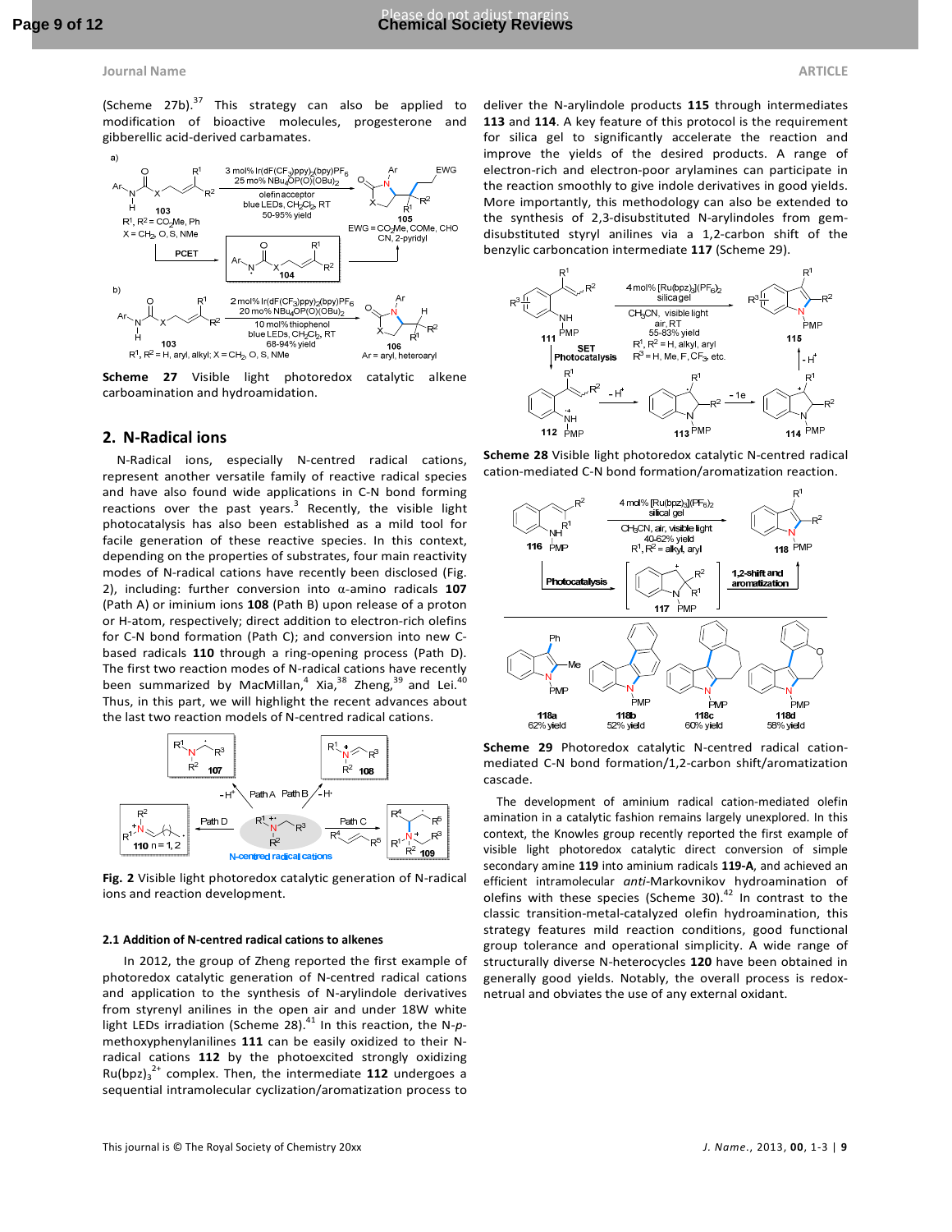(Scheme 27b).[37] This strategy can also be applied to modification of bioactive molecules, progesterone and gibberellic acid-derived carbamates.

**Scheme 27** Visible light photoredox catalytic alkene carboamination and hydroamidation.

## 2. N-Radical ions

N-Radical ions, especially N-centred radical cations, represent another versatile family of reactive radical species and have also found wide applications in C-N bond forming reactions over the past years.[3] Recently, the visible light photocatalysis has also been established as a mild tool for facile generation of these reactive species. In this context, depending on the properties of substrates, four main reactivity modes of N-radical cations have recently been disclosed (Fig. 2), including: further conversion into α-amino radicals **107** (Path A) or iminium ions **108** (Path B) upon release of a proton or H-atom, respectively; direct addition to electron-rich olefins for C-N bond formation (Path C); and conversion into new C-based radicals **110** through a ring-opening process (Path D). The first two reaction modes of N-radical cations have recently been summarized by MacMillan,[4] Xia,[38] Zheng,[39] and Lei.[40] Thus, in this part, we will highlight the recent advances about the last two reaction models of N-centred radical cations.

**Fig. 2** Visible light photoredox catalytic generation of N-radical ions and reaction development.

### 2.1 Addition of N-centred radical cations to alkenes

In 2012, the group of Zheng reported the first example of photoredox catalytic generation of N-centred radical cations and application to the synthesis of N-arylindole derivatives from styrenyl anilines in the open air and under 18W white light LEDs irradiation (Scheme 28).[41] In this reaction, the N-*p*-methoxyphenylanilines **111** can be easily oxidized to their N-radical cations **112** by the photoexcited strongly oxidizing $Ru(bpz)_3^{2+}$ complex. Then, the intermediate **112** undergoes a sequential intramolecular cyclization/aromatization process to deliver the N-arylindole products **115** through intermediates **113** and **114**. A key feature of this protocol is the requirement for silica gel to significantly accelerate the reaction and improve the yields of the desired products. A range of electron-rich and electron-poor arylamines can participate in the reaction smoothly to give indole derivatives in good yields. More importantly, this methodology can also be extended to the synthesis of 2,3-disubstituted N-arylindoles from gem-disubstituted styryl anilines via a 1,2-carbon shift of the benzylic carbocation intermediate **117** (Scheme 29).

**Scheme 28** Visible light photoredox catalytic N-centred radical cation-mediated C-N bond formation/aromatization reaction.

**Scheme 29** Photoredox catalytic N-centred radical cation-mediated C-N bond formation/1,2-carbon shift/aromatization cascade.

The development of aminium radical cation-mediated olefin amination in a catalytic fashion remains largely unexplored. In this context, the Knowles group recently reported the first example of visible light photoredox catalytic direct conversion of simple secondary amine **119** into aminium radicals **119-A**, and achieved an efficient intramolecular *anti*-Markovnikov hydroamination of olefins with these species (Scheme 30).[42] In contrast to the classic transition-metal-catalyzed olefin hydroamination, this strategy features mild reaction conditions, good functional group tolerance and operational simplicity. A wide range of structurally diverse N-heterocycles **120** have been obtained in generally good yields. Notably, the overall process is redox-netrual and obviates the use of any external oxidant.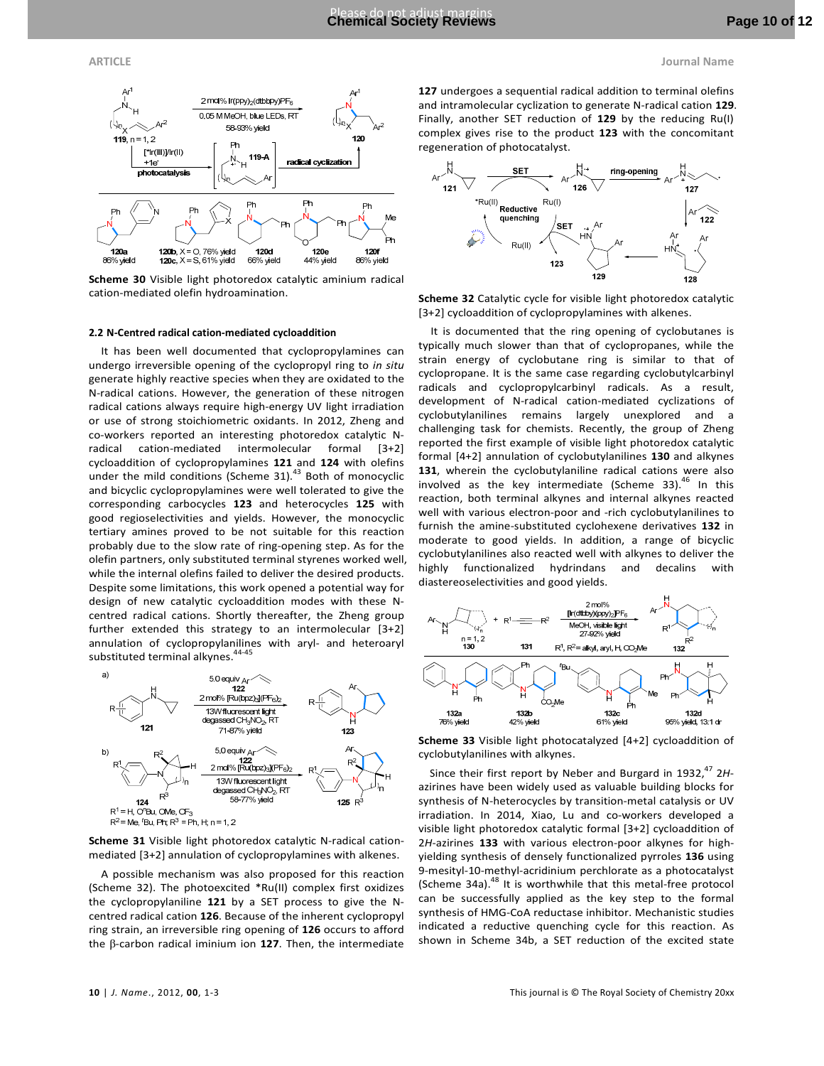Scheme 30 Visible light photoredox catalytic aminium radical cation-mediated olefin hydroamination.

### 2.2 N-Centred radical cation-mediated cycloaddition

It has been well documented that cyclopropylamines can undergo irreversible opening of the cyclopropyl ring to *in situ* generate highly reactive species when they are oxidated to the N-radical cations. However, the generation of these nitrogen radical cations always require high-energy UV light irradiation or use of strong stoichiometric oxidants. In 2012, Zheng and co-workers reported an interesting photoredox catalytic N-radical cation-mediated intermolecular formal [3+2] cycloaddition of cyclopropylamines **121** and **124** with olefins under the mild conditions (Scheme 31).[43] Both of monocyclic and bicyclic cyclopropylamines were well tolerated to give the corresponding carbocycles **123** and heterocycles **125** with good regioselectivities and yields. However, the monocyclic tertiary amines proved to be not suitable for this reaction probably due to the slow rate of ring-opening step. As for the olefin partners, only substituted terminal styrenes worked well, while the internal olefins failed to deliver the desired products. Despite some limitations, this work opened a potential way for design of new catalytic cycloaddition modes with these N-centred radical cations. Shortly thereafter, the Zheng group further extended this strategy to an intermolecular [3+2] annulation of cyclopropylanilines with aryl- and heteroaryl substituted terminal alkynes.[44-45]

Scheme 31 Visible light photoredox catalytic N-radical cation-mediated [3+2] annulation of cyclopropylamines with alkenes.

A possible mechanism was also proposed for this reaction (Scheme 32). The photoexcited *Ru(II) complex first oxidizes the cyclopropylaniline **121** by a SET process to give the N-centred radical cation **126**. Because of the inherent cyclopropyl ring strain, an irreversible ring opening of **126** occurs to afford the β-carbon radical iminium ion **127**. Then, the intermediate **127** undergoes a sequential radical addition to terminal olefins and intramolecular cyclization to generate N-radical cation **129**. Finally, another SET reduction of **129** by the reducing Ru(I) complex gives rise to the product **123** with the concomitant regeneration of photocatalyst.

Scheme 32 Catalytic cycle for visible light photoredox catalytic [3+2] cycloaddition of cyclopropylamines with alkenes.

It is documented that the ring opening of cyclobutanes is typically much slower than that of cyclopropanes, while the strain energy of cyclobutane ring is similar to that of cyclopropane. It is the same case regarding cyclobutylcarbinyl radicals and cyclopropylcarbinyl radicals. As a result, development of N-radical cation-mediated cyclizations of cyclobutylanilines remains largely unexplored and a challenging task for chemists. Recently, the group of Zheng reported the first example of visible light photoredox catalytic formal [4+2] annulation of cyclobutylanilines **130** and alkynes **131**, wherein the cyclobutylaniline radical cations were also involved as the key intermediate (Scheme 33).[46] In this reaction, both terminal alkynes and internal alkynes reacted well with various electron-poor and -rich cyclobutylanilines to furnish the amine-substituted cyclohexene derivatives **132** in moderate to good yields. In addition, a range of bicyclic cyclobutylanilines also reacted well with alkynes to deliver the highly functionalized hydrindans and decalins with diastereoselectivities and good yields.

Scheme 33 Visible light photocatalyzed [4+2] cycloaddition of cyclobutylanilines with alkynes.

Since their first report by Neber and Burgard in 1932,[47] 2*H*-azirines have been widely used as valuable building blocks for synthesis of N-heterocycles by transition-metal catalysis or UV irradiation. In 2014, Xiao, Lu and co-workers developed a visible light photoredox catalytic formal [3+2] cycloaddition of 2*H*-azirines **133** with various electron-poor alkynes for high-yielding synthesis of densely functionalized pyrroles **136** using 9-mesityl-10-methyl-acridinium perchlorate as a photocatalyst (Scheme 34a).[48] It is worthwhile that this metal-free protocol can be successfully applied as the key step to the formal synthesis of HMG-CoA reductase inhibitor. Mechanistic studies indicated a reductive quenching cycle for this reaction. As shown in Scheme 34b, a SET reduction of the excited state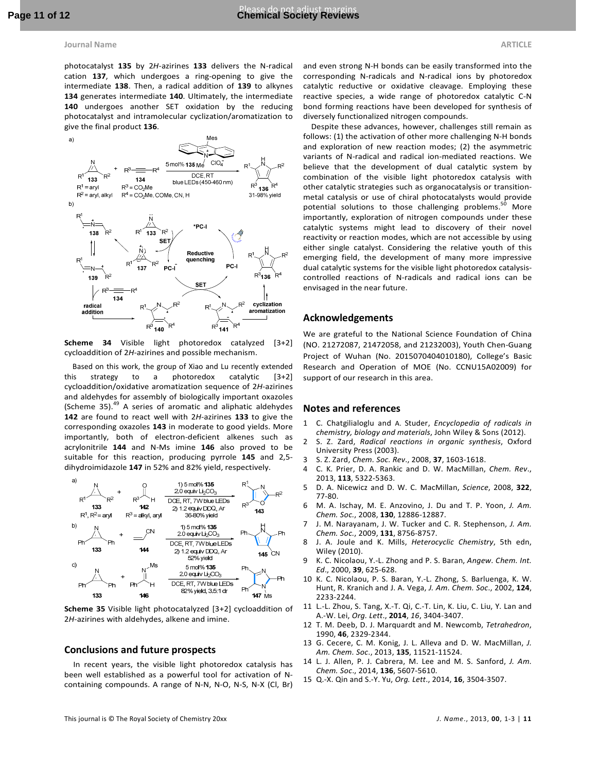photocatalyst **135** by 2*H*-azirines **133** delivers the N-radical cation **137**, which undergoes a ring-opening to give the intermediate **138**. Then, a radical addition of **139** to alkynes **134** generates intermediate **140**. Ultimately, the intermediate **140** undergoes another SET oxidation by the reducing photocatalyst and intramolecular cyclization/aromatization to give the final product **136**.

**Scheme 34** Visible light photoredox catalyzed [3+2] cycloaddition of 2*H*-azirines and possible mechanism.

Based on this work, the group of Xiao and Lu recently extended this strategy to a photoredox catalytic [3+2] cycloaddition/oxidative aromatization sequence of 2*H*-azirines and aldehydes for assembly of biologically important oxazoles (Scheme 35).[49] A series of aromatic and aliphatic aldehydes **142** are found to react well with 2*H*-azirines **133** to give the corresponding oxazoles **143** in moderate to good yields. More importantly, both of electron-deficient alkenes such as acrylonitrile **144** and N-Ms imine **146** also proved to be suitable for this reaction, producing pyrrole **145** and 2,5-dihydroimidazole **147** in 52% and 82% yield, respectively.

**Scheme 35** Visible light photocatalyzed [3+2] cycloaddition of 2*H*-azirines with aldehydes, alkene and imine.

## Conclusions and future prospects

In recent years, the visible light photoredox catalysis has been well established as a powerful tool for activation of N-containing compounds. A range of N-N, N-O, N-S, N-X (Cl, Br) and even strong N-H bonds can be easily transformed into the corresponding N-radicals and N-radical ions by photoredox catalytic reductive or oxidative cleavage. Employing these reactive species, a wide range of photoredox catalytic C-N bond forming reactions have been developed for synthesis of diversely functionalized nitrogen compounds.

Despite these advances, however, challenges still remain as follows: (1) the activation of other more challenging N-H bonds and exploration of new reaction modes; (2) the asymmetric variants of N-radical and radical ion-mediated reactions. We believe that the development of dual catalytic system by combination of the visible light photoredox catalysis with other catalytic strategies such as organocatalysis or transition-metal catalysis or use of chiral photocatalysts would provide potential solutions to those challenging problems.[50] More importantly, exploration of nitrogen compounds under these catalytic systems might lead to discovery of their novel reactivity or reaction modes, which are not accessible by using either single catalyst. Considering the relative youth of this emerging field, the development of many more impressive dual catalytic systems for the visible light photoredox catalysis-controlled reactions of N-radicals and radical ions can be envisaged in the near future.

## Acknowledgements

We are grateful to the National Science Foundation of China (NO. 21272087, 21472058, and 21232003), Youth Chen-Guang Project of Wuhan (No. 2015070404010180), College's Basic Research and Operation of MOE (No. CCNU15A02009) for support of our research in this area.

## Notes and references

1. C. Chatgilialoglu and A. Studer, *Encyclopedia of radicals in chemistry, biology and materials*, John Wiley & Sons (2012).
2. S. Z. Zard, *Radical reactions in organic synthesis*, Oxford University Press (2003).
3. S. Z. Zard, *Chem. Soc. Rev.*, 2008, **37**, 1603-1618.
4. C. K. Prier, D. A. Rankic and D. W. MacMillan, *Chem. Rev.*, 2013, **113**, 5322-5363.
5. D. A. Nicewicz and D. W. C. MacMillan, *Science*, 2008, **322**, 77-80.
6. M. A. Ischay, M. E. Anzovino, J. Du and T. P. Yoon, *J. Am. Chem. Soc.*, 2008, **130**, 12886-12887.
7. J. M. Narayanam, J. W. Tucker and C. R. Stephenson, *J. Am. Chem. Soc.*, 2009, **131**, 8756-8757.
8. J. A. Joule and K. Mills, *Heterocyclic Chemistry*, 5th edn, Wiley (2010).
9. K. C. Nicolaou, Y.-L. Zhong and P. S. Baran, *Angew. Chem. Int. Ed.*, 2000, **39**, 625-628.
10. K. C. Nicolaou, P. S. Baran, Y.-L. Zhong, S. Barluenga, K. W. Hunt, R. Kranich and J. A. Vega, *J. Am. Chem. Soc.*, 2002, **124**, 2233-2244.
11. L.-L. Zhou, S. Tang, X.-T. Qi, C.-T. Lin, K. Liu, C. Liu, Y. Lan and A.-W. Lei, *Org. Lett.*, **2014**, *16*, 3404-3407.
12. T. M. Deeb, D. J. Marquardt and M. Newcomb, *Tetrahedron*, 1990, **46**, 2329-2344.
13. G. Cecere, C. M. Konig, J. L. Alleva and D. W. MacMillan, *J. Am. Chem. Soc.*, 2013, **135**, 11521-11524.
14. L. J. Allen, P. J. Cabrera, M. Lee and M. S. Sanford, *J. Am. Chem. Soc.*, 2014, **136**, 5607-5610.
15. Q.-X. Qin and S.-Y. Yu, *Org. Lett.*, 2014, **16**, 3504-3507.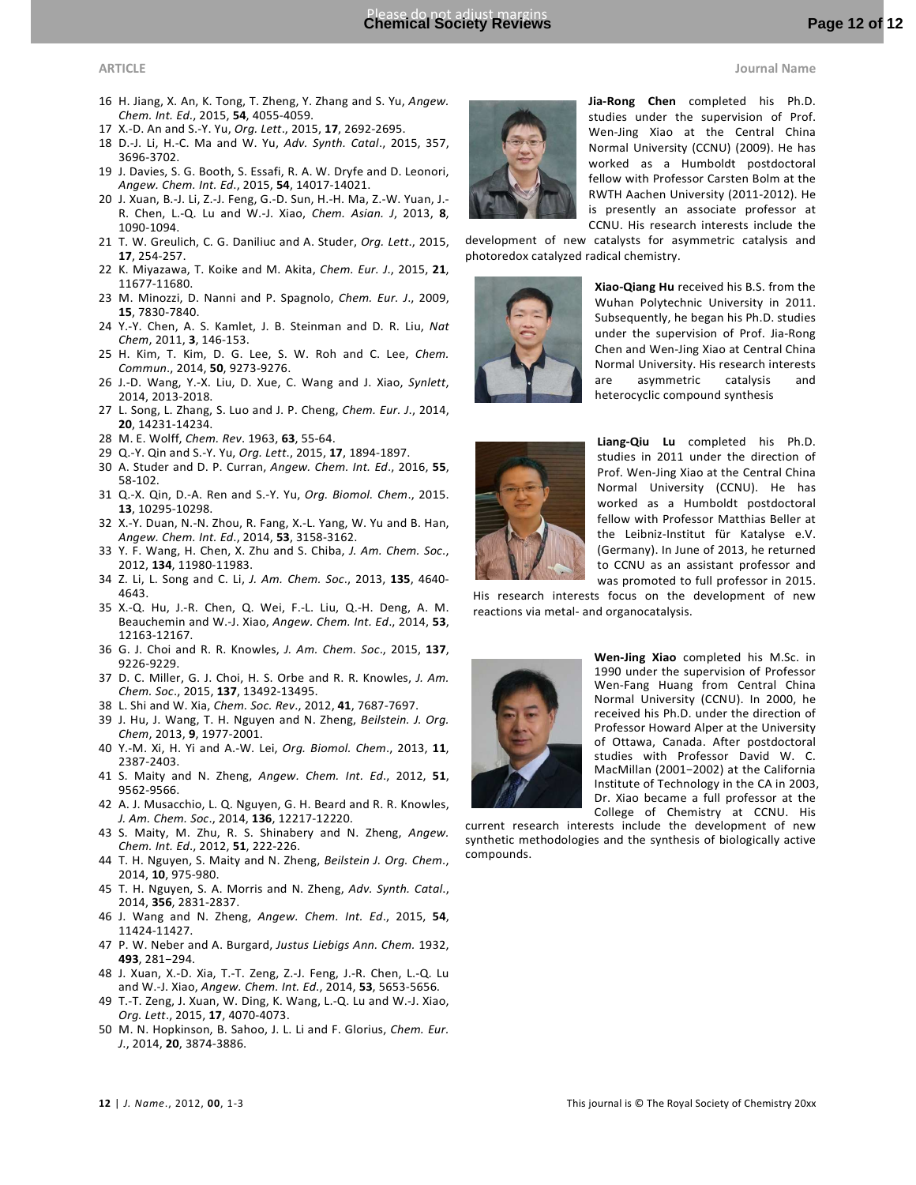16 H. Jiang, X. An, K. Tong, T. Zheng, Y. Zhang and S. Yu, *Angew. Chem. Int. Ed*., 2015, **54**, 4055-4059.
17 X.-D. An and S.-Y. Yu, *Org. Lett*., 2015, **17**, 2692-2695.
18 D.-J. Li, H.-C. Ma and W. Yu, *Adv. Synth. Catal*., 2015, 357, 3696-3702.
19 J. Davies, S. G. Booth, S. Essafi, R. A. W. Dryfe and D. Leonori, *Angew. Chem. Int. Ed*., 2015, **54**, 14017-14021.
20 J. Xuan, B.-J. Li, Z.-J. Feng, G.-D. Sun, H.-H. Ma, Z.-W. Yuan, J.-R. Chen, L.-Q. Lu and W.-J. Xiao, *Chem. Asian. J*, 2013, **8**, 1090-1094.
21 T. W. Greulich, C. G. Daniliuc and A. Studer, *Org. Lett*., 2015, **17**, 254-257.
22 K. Miyazawa, T. Koike and M. Akita, *Chem. Eur. J*., 2015, **21**, 11677-11680.
23 M. Minozzi, D. Nanni and P. Spagnolo, *Chem. Eur. J*., 2009, **15**, 7830-7840.
24 Y.-Y. Chen, A. S. Kamlet, J. B. Steinman and D. R. Liu, *Nat Chem*, 2011, **3**, 146-153.
25 H. Kim, T. Kim, D. G. Lee, S. W. Roh and C. Lee, *Chem. Commun*., 2014, **50**, 9273-9276.
26 J.-D. Wang, Y.-X. Liu, D. Xue, C. Wang and J. Xiao, *Synlett*, 2014, 2013-2018.
27 L. Song, L. Zhang, S. Luo and J. P. Cheng, *Chem. Eur. J*., 2014, **20**, 14231-14234.
28 M. E. Wolff, *Chem. Rev*. 1963, **63**, 55-64.
29 Q.-Y. Qin and S.-Y. Yu, *Org. Lett*., 2015, **17**, 1894-1897.
30 A. Studer and D. P. Curran, *Angew. Chem. Int. Ed*., 2016, **55**, 58-102.
31 Q.-X. Qin, D.-A. Ren and S.-Y. Yu, *Org. Biomol. Chem*., 2015. **13**, 10295-10298.
32 X.-Y. Duan, N.-N. Zhou, R. Fang, X.-L. Yang, W. Yu and B. Han, *Angew. Chem. Int. Ed*., 2014, **53**, 3158-3162.
33 Y. F. Wang, H. Chen, X. Zhu and S. Chiba, *J. Am. Chem. Soc*., 2012, **134**, 11980-11983.
34 Z. Li, L. Song and C. Li, *J. Am. Chem. Soc*., 2013, **135**, 4640-4643.
35 X.-Q. Hu, J.-R. Chen, Q. Wei, F.-L. Liu, Q.-H. Deng, A. M. Beauchemin and W.-J. Xiao, *Angew. Chem. Int. Ed*., 2014, **53**, 12163-12167.
36 G. J. Choi and R. R. Knowles, *J. Am. Chem. Soc*., 2015, **137**, 9226-9229.
37 D. C. Miller, G. J. Choi, H. S. Orbe and R. R. Knowles, *J. Am. Chem. Soc*., 2015, **137**, 13492-13495.
38 L. Shi and W. Xia, *Chem. Soc. Rev*., 2012, **41**, 7687-7697.
39 J. Hu, J. Wang, T. H. Nguyen and N. Zheng, *Beilstein. J. Org. Chem*, 2013, **9**, 1977-2001.
40 Y.-M. Xi, H. Yi and A.-W. Lei, *Org. Biomol. Chem*., 2013, **11**, 2387-2403.
41 S. Maity and N. Zheng, *Angew. Chem. Int. Ed*., 2012, **51**, 9562-9566.
42 A. J. Musacchio, L. Q. Nguyen, G. H. Beard and R. R. Knowles, *J. Am. Chem. Soc*., 2014, **136**, 12217-12220.
43 S. Maity, M. Zhu, R. S. Shinabery and N. Zheng, *Angew. Chem. Int. Ed*., 2012, **51**, 222-226.
44 T. H. Nguyen, S. Maity and N. Zheng, *Beilstein J. Org. Chem*., 2014, **10**, 975-980.
45 T. H. Nguyen, S. A. Morris and N. Zheng, *Adv. Synth. Catal*., 2014, **356**, 2831-2837.
46 J. Wang and N. Zheng, *Angew. Chem. Int. Ed*., 2015, **54**, 11424-11427.
47 P. W. Neber and A. Burgard, *Justus Liebigs Ann. Chem.* 1932, **493**, 281–294.
48 J. Xuan, X.-D. Xia, T.-T. Zeng, Z.-J. Feng, J.-R. Chen, L.-Q. Lu and W.-J. Xiao, *Angew. Chem. Int. Ed*., 2014, **53**, 5653-5656.
49 T.-T. Zeng, J. Xuan, W. Ding, K. Wang, L.-Q. Lu and W.-J. Xiao, *Org. Lett*., 2015, **17**, 4070-4073.
50 M. N. Hopkinson, B. Sahoo, J. L. Li and F. Glorius, *Chem. Eur. J*., 2014, **20**, 3874-3886.

**Jia-Rong Chen** completed his Ph.D. studies under the supervision of Prof. Wen-Jing Xiao at the Central China Normal University (CCNU) (2009). He has worked as a Humboldt postdoctoral fellow with Professor Carsten Bolm at the RWTH Aachen University (2011-2012). He is presently an associate professor at CCNU. His research interests include the development of new catalysts for asymmetric catalysis and photoredox catalyzed radical chemistry.

**Xiao-Qiang Hu** received his B.S. from the Wuhan Polytechnic University in 2011. Subsequently, he began his Ph.D. studies under the supervision of Prof. Jia-Rong Chen and Wen-Jing Xiao at Central China Normal University. His research interests are asymmetric catalysis and heterocyclic compound synthesis

**Liang-Qiu Lu** completed his Ph.D. studies in 2011 under the direction of Prof. Wen-Jing Xiao at the Central China Normal University (CCNU). He has worked as a Humboldt postdoctoral fellow with Professor Matthias Beller at the Leibniz-Institut für Katalyse e.V. (Germany). In June of 2013, he returned to CCNU as an assistant professor and was promoted to full professor in 2015. His research interests focus on the development of new reactions via metal- and organocatalysis.

**Wen-Jing Xiao** completed his M.Sc. in 1990 under the supervision of Professor Wen-Fang Huang from Central China Normal University (CCNU). In 2000, he received his Ph.D. under the direction of Professor Howard Alper at the University of Ottawa, Canada. After postdoctoral studies with Professor David W. C. MacMillan (2001–2002) at the California Institute of Technology in the CA in 2003, Dr. Xiao became a full professor at the College of Chemistry at CCNU. His current research interests include the development of new synthetic methodologies and the synthesis of biologically active compounds.